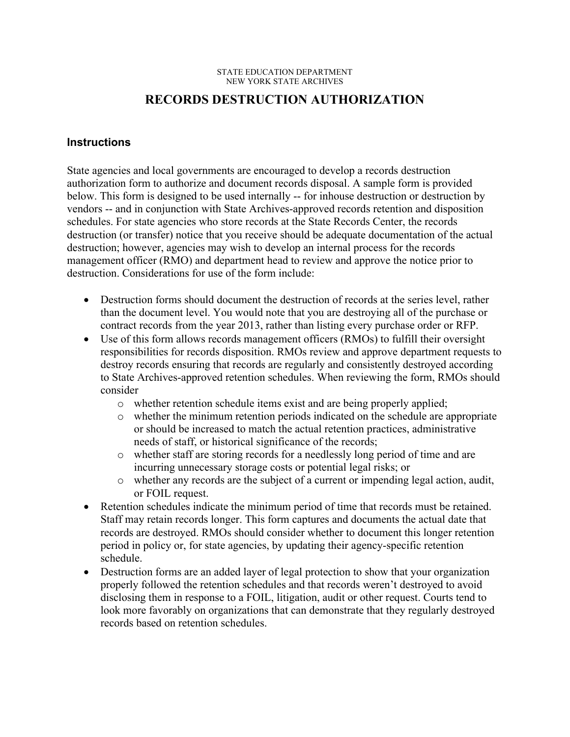STATE EDUCATION DEPARTMENT
NEW YORK STATE ARCHIVES

# RECORDS DESTRUCTION AUTHORIZATION

## Instructions

State agencies and local governments are encouraged to develop a records destruction authorization form to authorize and document records disposal. A sample form is provided below. This form is designed to be used internally -- for inhouse destruction or destruction by vendors -- and in conjunction with State Archives-approved records retention and disposition schedules. For state agencies who store records at the State Records Center, the records destruction (or transfer) notice that you receive should be adequate documentation of the actual destruction; however, agencies may wish to develop an internal process for the records management officer (RMO) and department head to review and approve the notice prior to destruction. Considerations for use of the form include:

- Destruction forms should document the destruction of records at the series level, rather than the document level. You would note that you are destroying all of the purchase or contract records from the year 2013, rather than listing every purchase order or RFP.
- Use of this form allows records management officers (RMOs) to fulfill their oversight responsibilities for records disposition. RMOs review and approve department requests to destroy records ensuring that records are regularly and consistently destroyed according to State Archives-approved retention schedules. When reviewing the form, RMOs should consider
  - whether retention schedule items exist and are being properly applied;
  - whether the minimum retention periods indicated on the schedule are appropriate or should be increased to match the actual retention practices, administrative needs of staff, or historical significance of the records;
  - whether staff are storing records for a needlessly long period of time and are incurring unnecessary storage costs or potential legal risks; or
  - whether any records are the subject of a current or impending legal action, audit, or FOIL request.
- Retention schedules indicate the minimum period of time that records must be retained. Staff may retain records longer. This form captures and documents the actual date that records are destroyed. RMOs should consider whether to document this longer retention period in policy or, for state agencies, by updating their agency-specific retention schedule.
- Destruction forms are an added layer of legal protection to show that your organization properly followed the retention schedules and that records weren't destroyed to avoid disclosing them in response to a FOIL, litigation, audit or other request. Courts tend to look more favorably on organizations that can demonstrate that they regularly destroyed records based on retention schedules.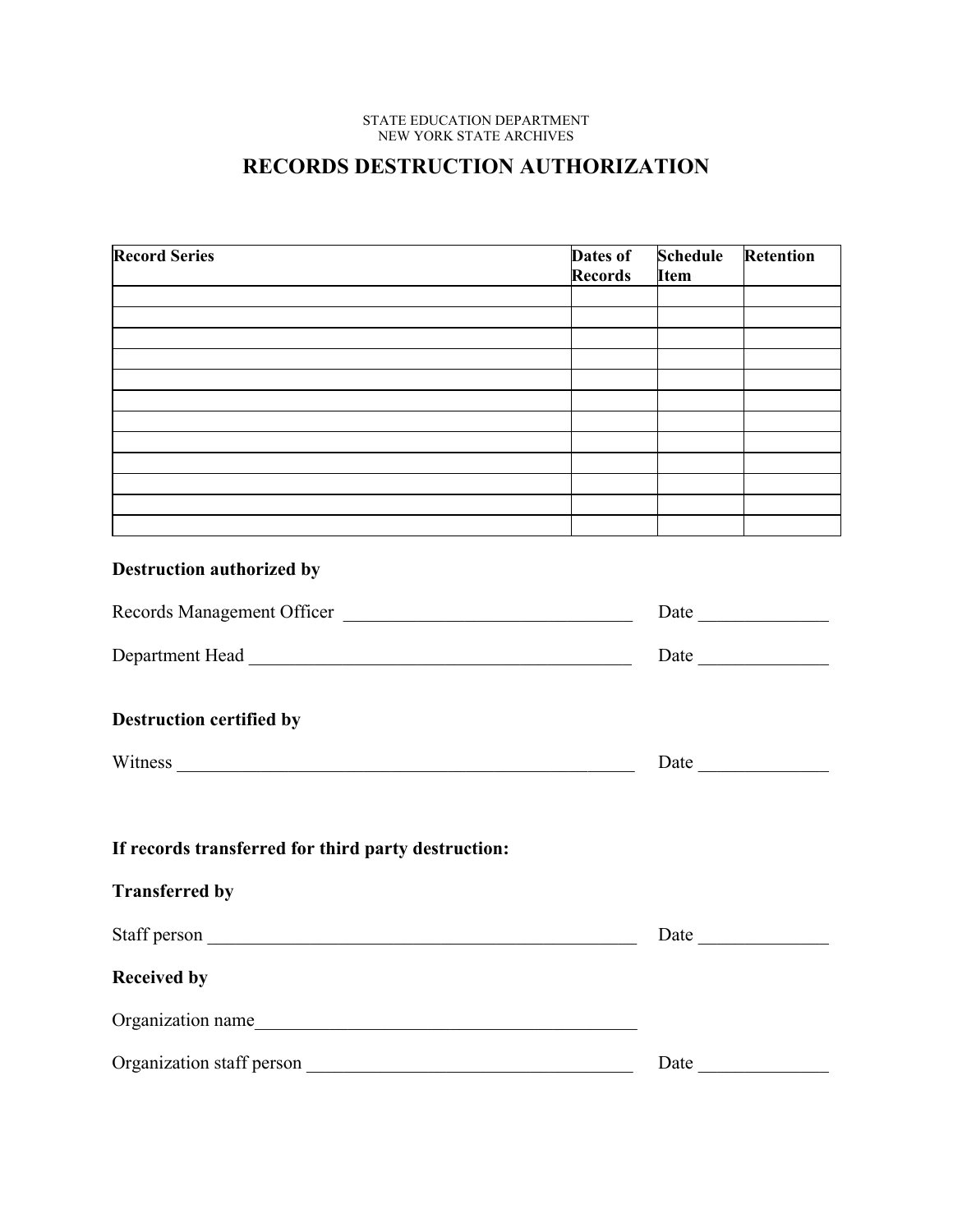STATE EDUCATION DEPARTMENT
NEW YORK STATE ARCHIVES

# RECORDS DESTRUCTION AUTHORIZATION

| **Record Series** | **Dates of Records** | **Schedule Item** | **Retention** |
|---|---|---|---|
| | | | |
| | | | |
| | | | |
| | | | |
| | | | |
| | | | |
| | | | |
| | | | |
| | | | |
| | | | |
| | | | |
| | | | |

**Destruction authorized by**

Records Management Officer ________________________________ Date ______________

Department Head ___________________________________________ Date ______________

**Destruction certified by**

Witness ___________________________________________________ Date ______________

**If records transferred for third party destruction:**

**Transferred by**

Staff person ______________________________________________ Date ______________

**Received by**

Organization name__________________________________________

Organization staff person ___________________________________ Date ______________